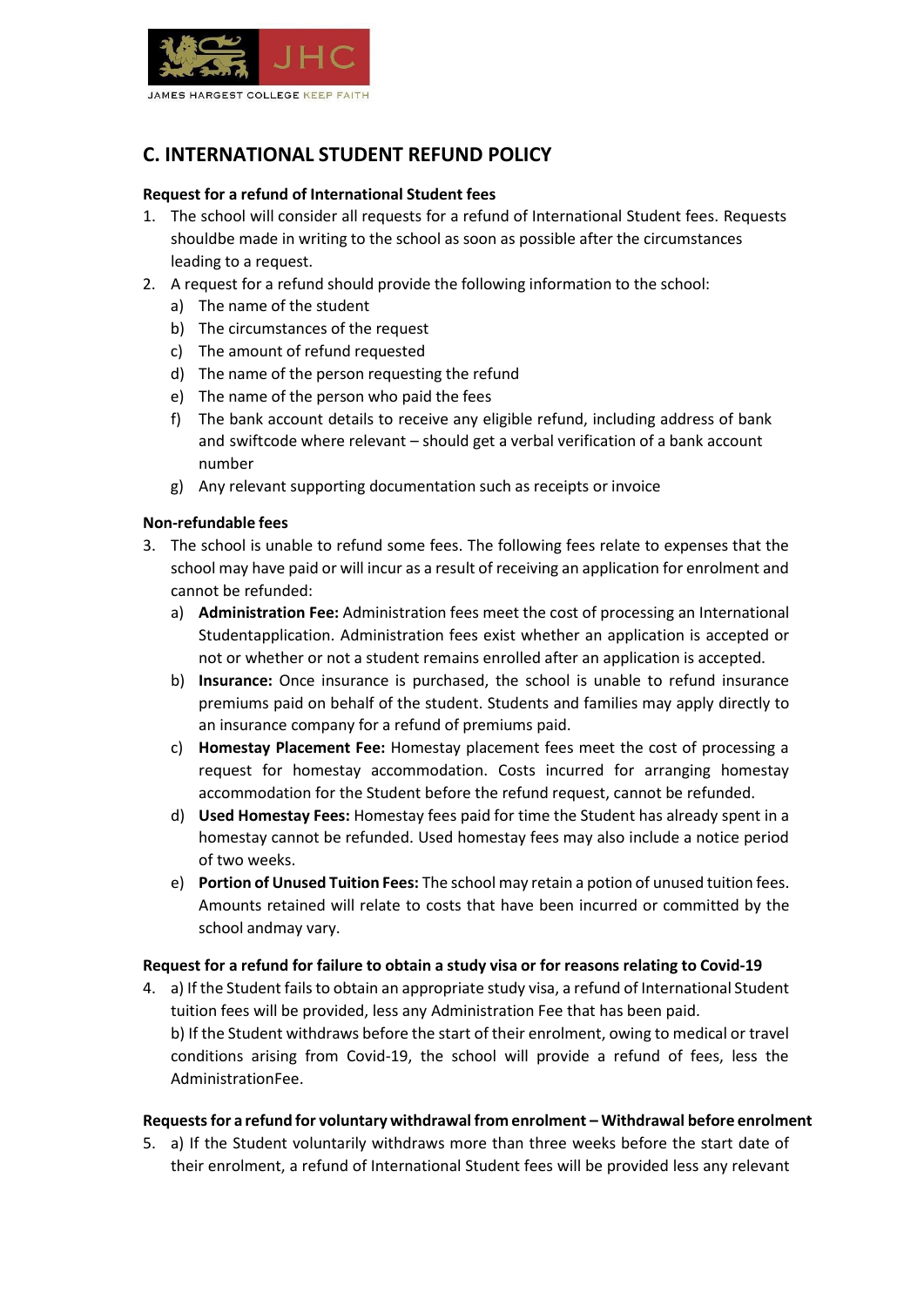## C. INTERNATIONAL STUDENT REFUND POLICY

**Request for a refund of International Student fees**

1. The school will consider all requests for a refund of International Student fees. Requests shouldbe made in writing to the school as soon as possible after the circumstances leading to a request.
2. A request for a refund should provide the following information to the school:
   a) The name of the student
   b) The circumstances of the request
   c) The amount of refund requested
   d) The name of the person requesting the refund
   e) The name of the person who paid the fees
   f) The bank account details to receive any eligible refund, including address of bank and swiftcode where relevant – should get a verbal verification of a bank account number
   g) Any relevant supporting documentation such as receipts or invoice

**Non-refundable fees**

3. The school is unable to refund some fees. The following fees relate to expenses that the school may have paid or will incur as a result of receiving an application for enrolment and cannot be refunded:
   a) **Administration Fee:** Administration fees meet the cost of processing an International Studentapplication. Administration fees exist whether an application is accepted or not or whether or not a student remains enrolled after an application is accepted.
   b) **Insurance:** Once insurance is purchased, the school is unable to refund insurance premiums paid on behalf of the student. Students and families may apply directly to an insurance company for a refund of premiums paid.
   c) **Homestay Placement Fee:** Homestay placement fees meet the cost of processing a request for homestay accommodation. Costs incurred for arranging homestay accommodation for the Student before the refund request, cannot be refunded.
   d) **Used Homestay Fees:** Homestay fees paid for time the Student has already spent in a homestay cannot be refunded. Used homestay fees may also include a notice period of two weeks.
   e) **Portion of Unused Tuition Fees:** The school may retain a potion of unused tuition fees. Amounts retained will relate to costs that have been incurred or committed by the school andmay vary.

**Request for a refund for failure to obtain a study visa or for reasons relating to Covid-19**

4. a) If the Student fails to obtain an appropriate study visa, a refund of International Student tuition fees will be provided, less any Administration Fee that has been paid.
   b) If the Student withdraws before the start of their enrolment, owing to medical or travel conditions arising from Covid-19, the school will provide a refund of fees, less the AdministrationFee.

**Requests for a refund for voluntary withdrawal from enrolment – Withdrawal before enrolment**

5. a) If the Student voluntarily withdraws more than three weeks before the start date of their enrolment, a refund of International Student fees will be provided less any relevant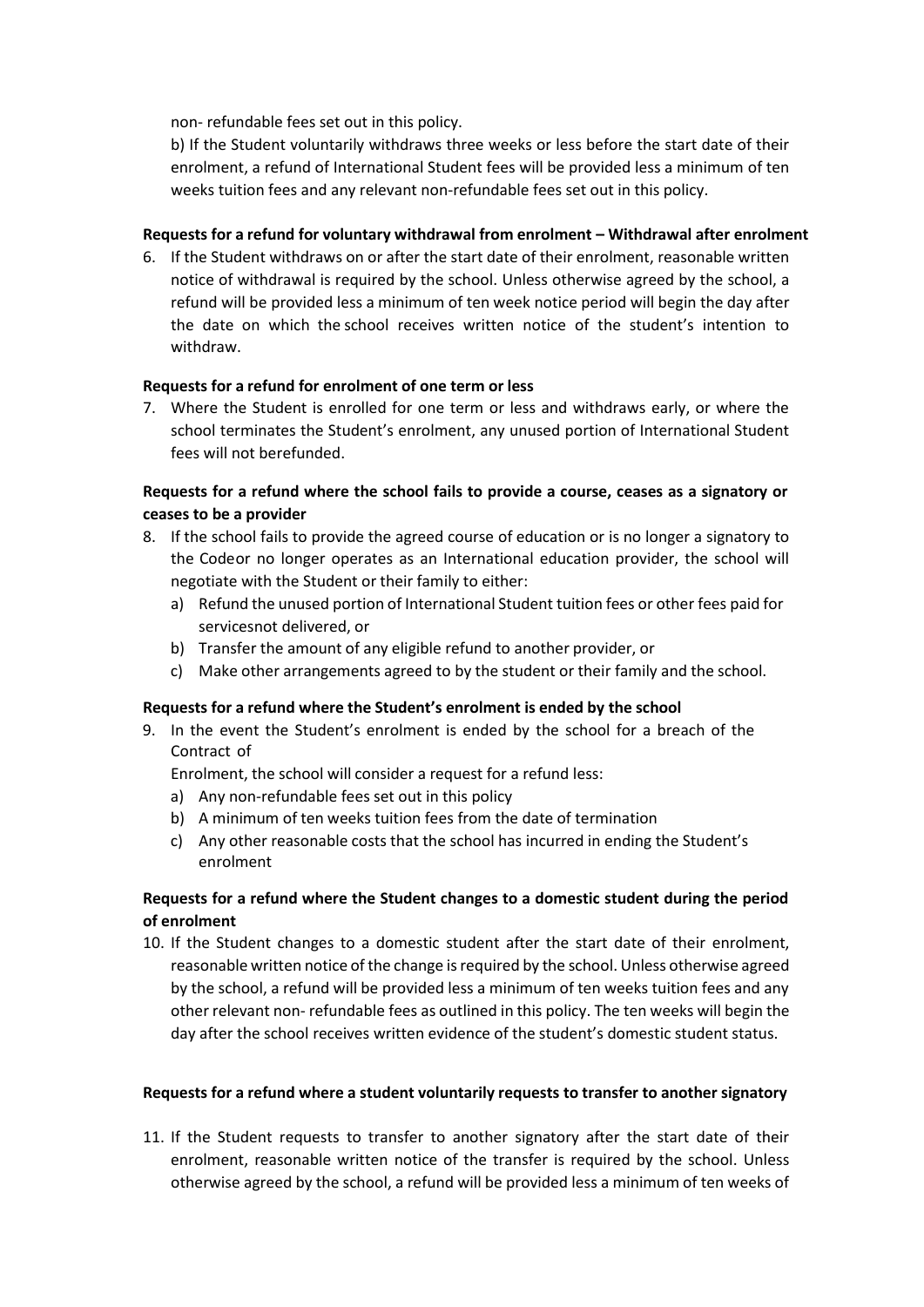non- refundable fees set out in this policy.

b) If the Student voluntarily withdraws three weeks or less before the start date of their enrolment, a refund of International Student fees will be provided less a minimum of ten weeks tuition fees and any relevant non-refundable fees set out in this policy.

**Requests for a refund for voluntary withdrawal from enrolment – Withdrawal after enrolment**

6. If the Student withdraws on or after the start date of their enrolment, reasonable written notice of withdrawal is required by the school. Unless otherwise agreed by the school, a refund will be provided less a minimum of ten week notice period will begin the day after the date on which the school receives written notice of the student's intention to withdraw.

**Requests for a refund for enrolment of one term or less**

7. Where the Student is enrolled for one term or less and withdraws early, or where the school terminates the Student's enrolment, any unused portion of International Student fees will not berefunded.

**Requests for a refund where the school fails to provide a course, ceases as a signatory or ceases to be a provider**

8. If the school fails to provide the agreed course of education or is no longer a signatory to the Codeor no longer operates as an International education provider, the school will negotiate with the Student or their family to either:
   a) Refund the unused portion of International Student tuition fees or other fees paid for servicesnot delivered, or
   b) Transfer the amount of any eligible refund to another provider, or
   c) Make other arrangements agreed to by the student or their family and the school.

**Requests for a refund where the Student's enrolment is ended by the school**

9. In the event the Student's enrolment is ended by the school for a breach of the Contract of
   Enrolment, the school will consider a request for a refund less:
   a) Any non-refundable fees set out in this policy
   b) A minimum of ten weeks tuition fees from the date of termination
   c) Any other reasonable costs that the school has incurred in ending the Student's enrolment

**Requests for a refund where the Student changes to a domestic student during the period of enrolment**

10. If the Student changes to a domestic student after the start date of their enrolment, reasonable written notice of the change is required by the school. Unless otherwise agreed by the school, a refund will be provided less a minimum of ten weeks tuition fees and any other relevant non- refundable fees as outlined in this policy. The ten weeks will begin the day after the school receives written evidence of the student's domestic student status.

**Requests for a refund where a student voluntarily requests to transfer to another signatory**

11. If the Student requests to transfer to another signatory after the start date of their enrolment, reasonable written notice of the transfer is required by the school. Unless otherwise agreed by the school, a refund will be provided less a minimum of ten weeks of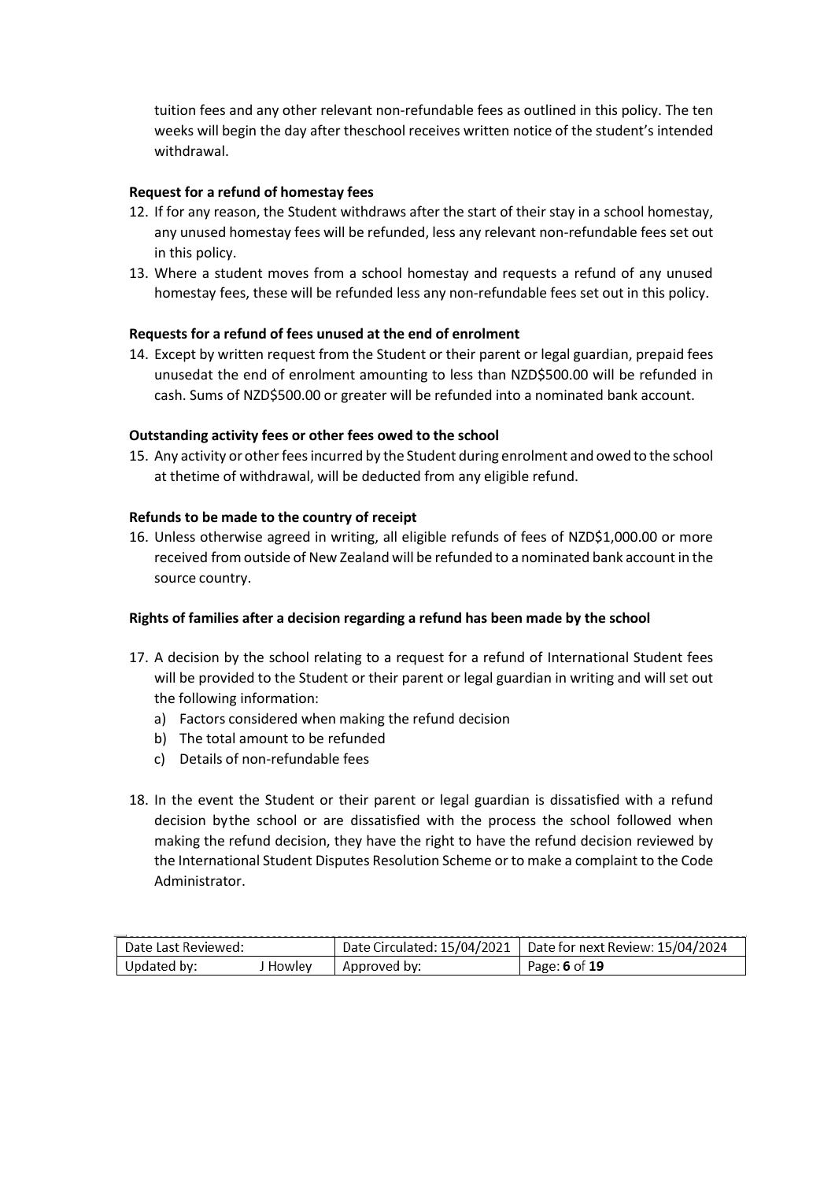tuition fees and any other relevant non-refundable fees as outlined in this policy. The ten weeks will begin the day after theschool receives written notice of the student's intended withdrawal.

**Request for a refund of homestay fees**

12. If for any reason, the Student withdraws after the start of their stay in a school homestay, any unused homestay fees will be refunded, less any relevant non-refundable fees set out in this policy.
13. Where a student moves from a school homestay and requests a refund of any unused homestay fees, these will be refunded less any non-refundable fees set out in this policy.

**Requests for a refund of fees unused at the end of enrolment**

14. Except by written request from the Student or their parent or legal guardian, prepaid fees unusedat the end of enrolment amounting to less than NZD$500.00 will be refunded in cash. Sums of NZD$500.00 or greater will be refunded into a nominated bank account.

**Outstanding activity fees or other fees owed to the school**

15. Any activity or other fees incurred by the Student during enrolment and owed to the school at thetime of withdrawal, will be deducted from any eligible refund.

**Refunds to be made to the country of receipt**

16. Unless otherwise agreed in writing, all eligible refunds of fees of NZD$1,000.00 or more received from outside of New Zealand will be refunded to a nominated bank account in the source country.

**Rights of families after a decision regarding a refund has been made by the school**

17. A decision by the school relating to a request for a refund of International Student fees will be provided to the Student or their parent or legal guardian in writing and will set out the following information:
    a) Factors considered when making the refund decision
    b) The total amount to be refunded
    c) Details of non-refundable fees

18. In the event the Student or their parent or legal guardian is dissatisfied with a refund decision bythe school or are dissatisfied with the process the school followed when making the refund decision, they have the right to have the refund decision reviewed by the International Student Disputes Resolution Scheme or to make a complaint to the Code Administrator.